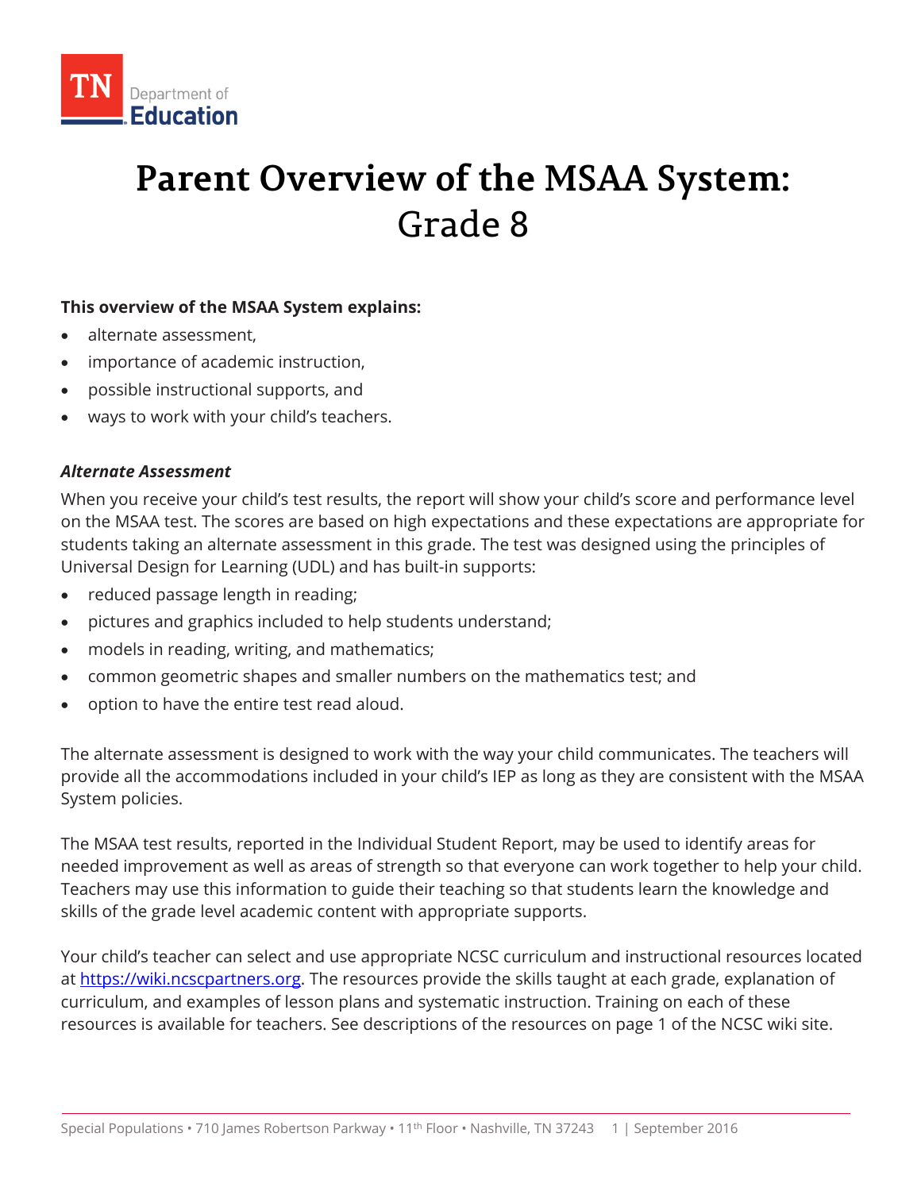TN Department of Education

# Parent Overview of the MSAA System: Grade 8

**This overview of the MSAA System explains:**

- alternate assessment,
- importance of academic instruction,
- possible instructional supports, and
- ways to work with your child's teachers.

***Alternate Assessment***

When you receive your child's test results, the report will show your child's score and performance level on the MSAA test. The scores are based on high expectations and these expectations are appropriate for students taking an alternate assessment in this grade. The test was designed using the principles of Universal Design for Learning (UDL) and has built-in supports:

- reduced passage length in reading;
- pictures and graphics included to help students understand;
- models in reading, writing, and mathematics;
- common geometric shapes and smaller numbers on the mathematics test; and
- option to have the entire test read aloud.

The alternate assessment is designed to work with the way your child communicates. The teachers will provide all the accommodations included in your child's IEP as long as they are consistent with the MSAA System policies.

The MSAA test results, reported in the Individual Student Report, may be used to identify areas for needed improvement as well as areas of strength so that everyone can work together to help your child. Teachers may use this information to guide their teaching so that students learn the knowledge and skills of the grade level academic content with appropriate supports.

Your child's teacher can select and use appropriate NCSC curriculum and instructional resources located at [https://wiki.ncscpartners.org](https://wiki.ncscpartners.org). The resources provide the skills taught at each grade, explanation of curriculum, and examples of lesson plans and systematic instruction. Training on each of these resources is available for teachers. See descriptions of the resources on page 1 of the NCSC wiki site.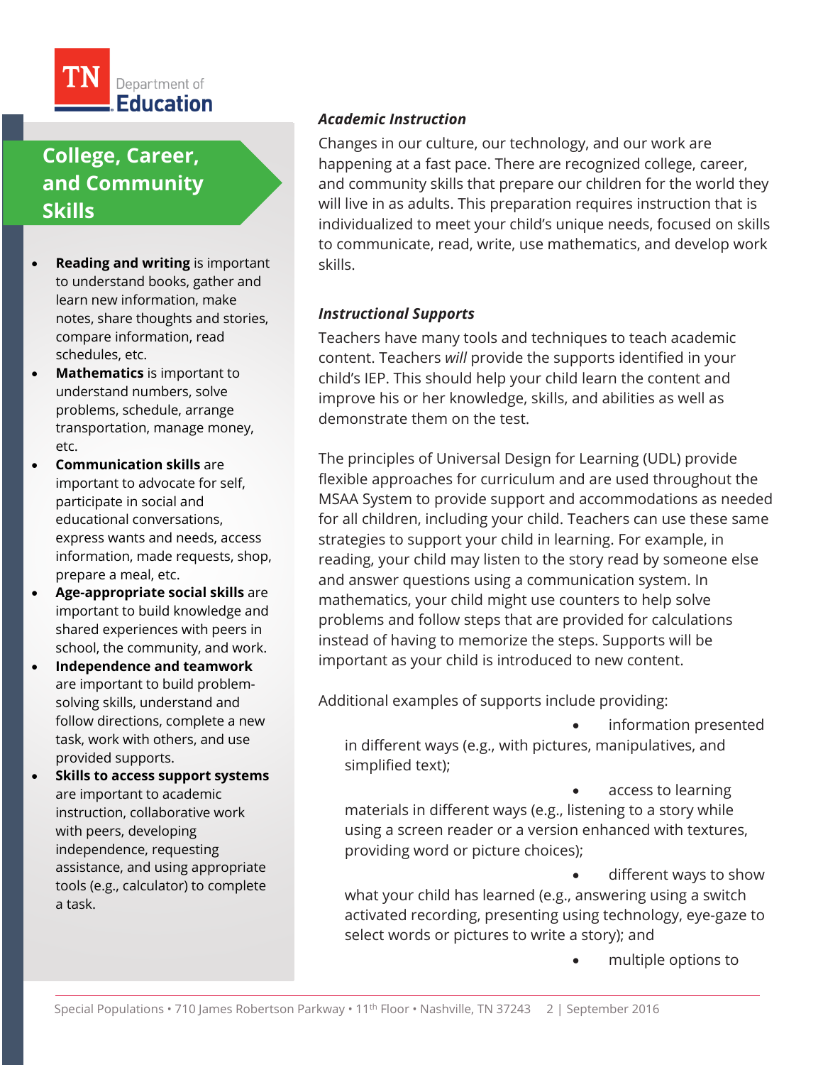## College, Career, and Community Skills

- **Reading and writing** is important to understand books, gather and learn new information, make notes, share thoughts and stories, compare information, read schedules, etc.
- **Mathematics** is important to understand numbers, solve problems, schedule, arrange transportation, manage money, etc.
- **Communication skills** are important to advocate for self, participate in social and educational conversations, express wants and needs, access information, made requests, shop, prepare a meal, etc.
- **Age-appropriate social skills** are important to build knowledge and shared experiences with peers in school, the community, and work.
- **Independence and teamwork** are important to build problem-solving skills, understand and follow directions, complete a new task, work with others, and use provided supports.
- **Skills to access support systems** are important to academic instruction, collaborative work with peers, developing independence, requesting assistance, and using appropriate tools (e.g., calculator) to complete a task.

### *Academic Instruction*

Changes in our culture, our technology, and our work are happening at a fast pace. There are recognized college, career, and community skills that prepare our children for the world they will live in as adults. This preparation requires instruction that is individualized to meet your child's unique needs, focused on skills to communicate, read, write, use mathematics, and develop work skills.

### *Instructional Supports*

Teachers have many tools and techniques to teach academic content. Teachers *will* provide the supports identified in your child's IEP. This should help your child learn the content and improve his or her knowledge, skills, and abilities as well as demonstrate them on the test.

The principles of Universal Design for Learning (UDL) provide flexible approaches for curriculum and are used throughout the MSAA System to provide support and accommodations as needed for all children, including your child. Teachers can use these same strategies to support your child in learning. For example, in reading, your child may listen to the story read by someone else and answer questions using a communication system. In mathematics, your child might use counters to help solve problems and follow steps that are provided for calculations instead of having to memorize the steps. Supports will be important as your child is introduced to new content.

Additional examples of supports include providing:

- information presented in different ways (e.g., with pictures, manipulatives, and simplified text);
- access to learning materials in different ways (e.g., listening to a story while using a screen reader or a version enhanced with textures, providing word or picture choices);
- different ways to show what your child has learned (e.g., answering using a switch activated recording, presenting using technology, eye-gaze to select words or pictures to write a story); and
- multiple options to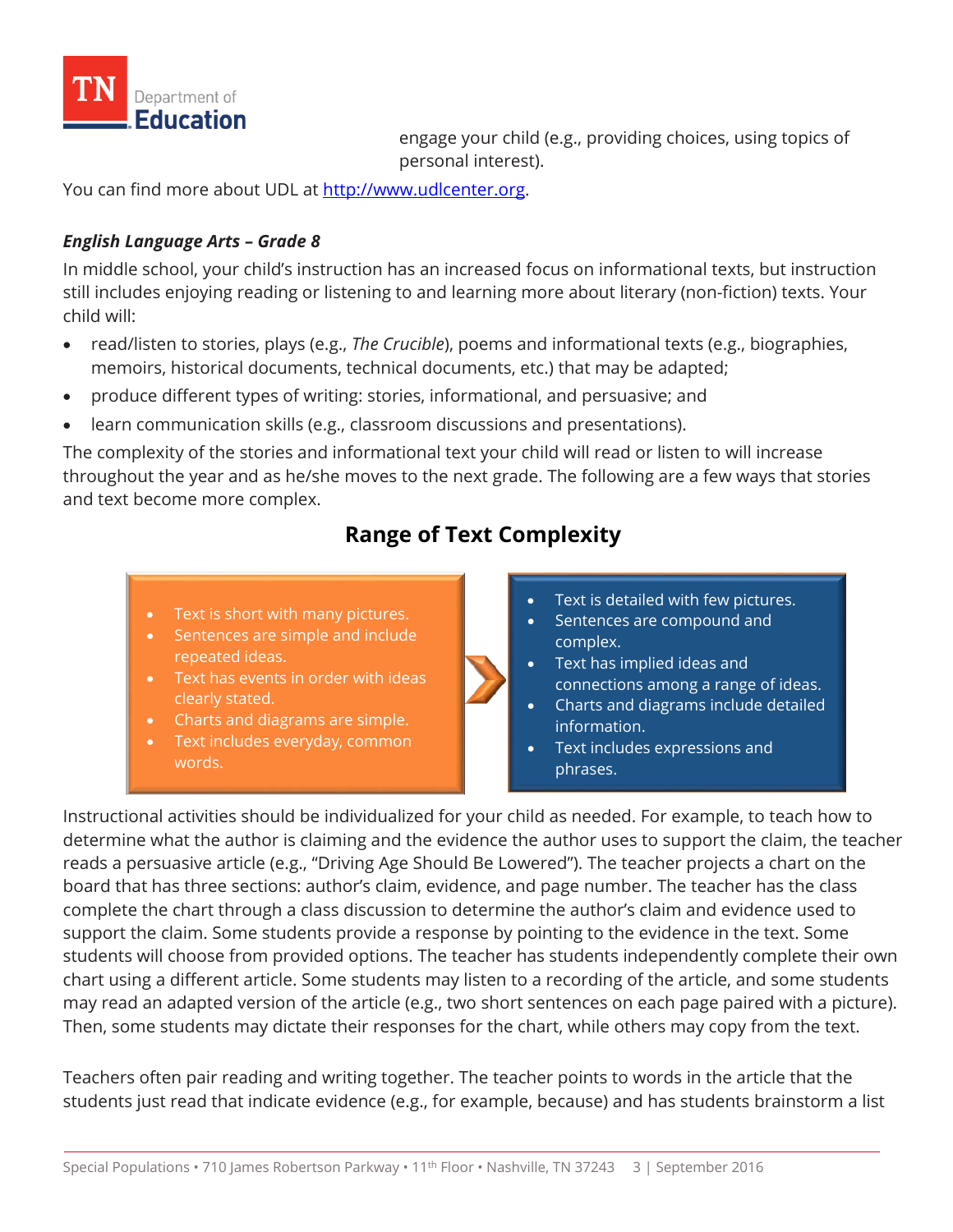engage your child (e.g., providing choices, using topics of personal interest).

You can find more about UDL at [http://www.udlcenter.org](http://www.udlcenter.org).

***English Language Arts – Grade 8***

In middle school, your child's instruction has an increased focus on informational texts, but instruction still includes enjoying reading or listening to and learning more about literary (non-fiction) texts. Your child will:

- read/listen to stories, plays (e.g., *The Crucible*), poems and informational texts (e.g., biographies, memoirs, historical documents, technical documents, etc.) that may be adapted;
- produce different types of writing: stories, informational, and persuasive; and
- learn communication skills (e.g., classroom discussions and presentations).

The complexity of the stories and informational text your child will read or listen to will increase throughout the year and as he/she moves to the next grade. The following are a few ways that stories and text become more complex.

## Range of Text Complexity

| Less Complex | More Complex |
| --- | --- |
| • Text is short with many pictures.<br>• Sentences are simple and include repeated ideas.<br>• Text has events in order with ideas clearly stated.<br>• Charts and diagrams are simple.<br>• Text includes everyday, common words. | • Text is detailed with few pictures.<br>• Sentences are compound and complex.<br>• Text has implied ideas and connections among a range of ideas.<br>• Charts and diagrams include detailed information.<br>• Text includes expressions and phrases. |

Instructional activities should be individualized for your child as needed. For example, to teach how to determine what the author is claiming and the evidence the author uses to support the claim, the teacher reads a persuasive article (e.g., "Driving Age Should Be Lowered"). The teacher projects a chart on the board that has three sections: author's claim, evidence, and page number. The teacher has the class complete the chart through a class discussion to determine the author's claim and evidence used to support the claim. Some students provide a response by pointing to the evidence in the text. Some students will choose from provided options. The teacher has students independently complete their own chart using a different article. Some students may listen to a recording of the article, and some students may read an adapted version of the article (e.g., two short sentences on each page paired with a picture). Then, some students may dictate their responses for the chart, while others may copy from the text.

Teachers often pair reading and writing together. The teacher points to words in the article that the students just read that indicate evidence (e.g., for example, because) and has students brainstorm a list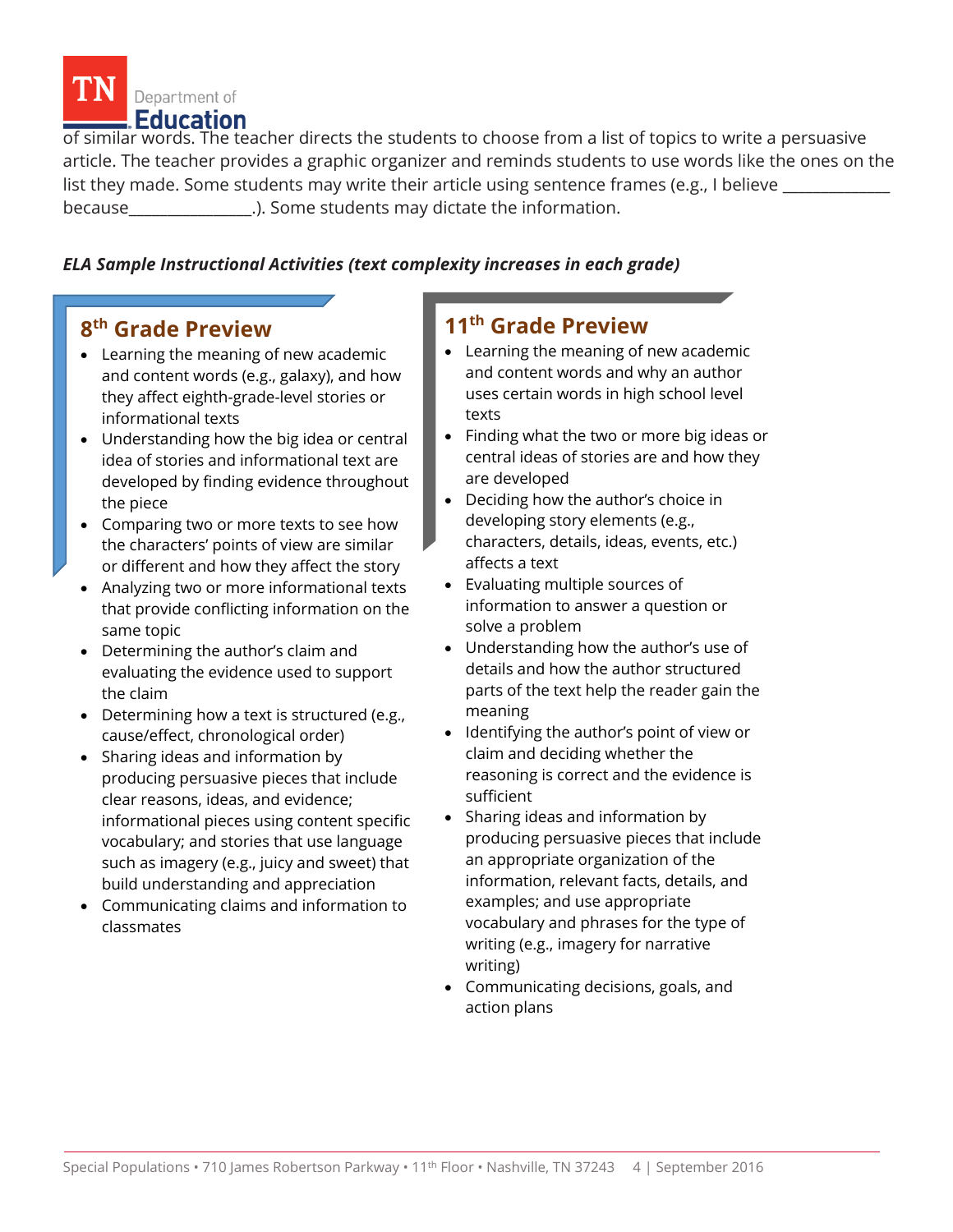of similar words. The teacher directs the students to choose from a list of topics to write a persuasive article. The teacher provides a graphic organizer and reminds students to use words like the ones on the list they made. Some students may write their article using sentence frames (e.g., I believe _____________ because_______________.). Some students may dictate the information.

***ELA Sample Instructional Activities (text complexity increases in each grade)***

## 8th Grade Preview

- Learning the meaning of new academic and content words (e.g., galaxy), and how they affect eighth-grade-level stories or informational texts
- Understanding how the big idea or central idea of stories and informational text are developed by finding evidence throughout the piece
- Comparing two or more texts to see how the characters' points of view are similar or different and how they affect the story
- Analyzing two or more informational texts that provide conflicting information on the same topic
- Determining the author's claim and evaluating the evidence used to support the claim
- Determining how a text is structured (e.g., cause/effect, chronological order)
- Sharing ideas and information by producing persuasive pieces that include clear reasons, ideas, and evidence; informational pieces using content specific vocabulary; and stories that use language such as imagery (e.g., juicy and sweet) that build understanding and appreciation
- Communicating claims and information to classmates

## 11th Grade Preview

- Learning the meaning of new academic and content words and why an author uses certain words in high school level texts
- Finding what the two or more big ideas or central ideas of stories are and how they are developed
- Deciding how the author's choice in developing story elements (e.g., characters, details, ideas, events, etc.) affects a text
- Evaluating multiple sources of information to answer a question or solve a problem
- Understanding how the author's use of details and how the author structured parts of the text help the reader gain the meaning
- Identifying the author's point of view or claim and deciding whether the reasoning is correct and the evidence is sufficient
- Sharing ideas and information by producing persuasive pieces that include an appropriate organization of the information, relevant facts, details, and examples; and use appropriate vocabulary and phrases for the type of writing (e.g., imagery for narrative writing)
- Communicating decisions, goals, and action plans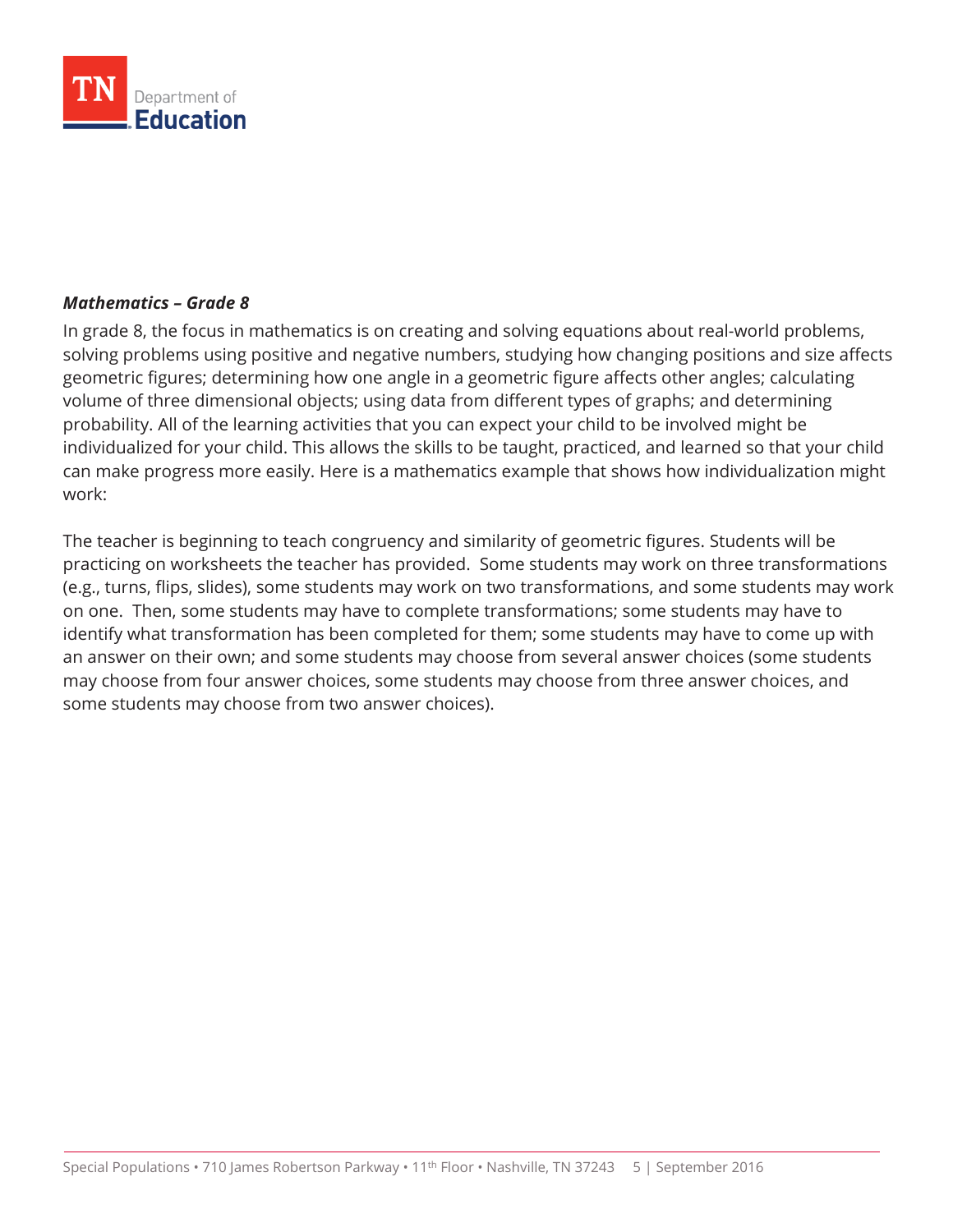***Mathematics – Grade 8***

In grade 8, the focus in mathematics is on creating and solving equations about real-world problems, solving problems using positive and negative numbers, studying how changing positions and size affects geometric figures; determining how one angle in a geometric figure affects other angles; calculating volume of three dimensional objects; using data from different types of graphs; and determining probability. All of the learning activities that you can expect your child to be involved might be individualized for your child. This allows the skills to be taught, practiced, and learned so that your child can make progress more easily. Here is a mathematics example that shows how individualization might work:

The teacher is beginning to teach congruency and similarity of geometric figures. Students will be practicing on worksheets the teacher has provided. Some students may work on three transformations (e.g., turns, flips, slides), some students may work on two transformations, and some students may work on one. Then, some students may have to complete transformations; some students may have to identify what transformation has been completed for them; some students may have to come up with an answer on their own; and some students may choose from several answer choices (some students may choose from four answer choices, some students may choose from three answer choices, and some students may choose from two answer choices).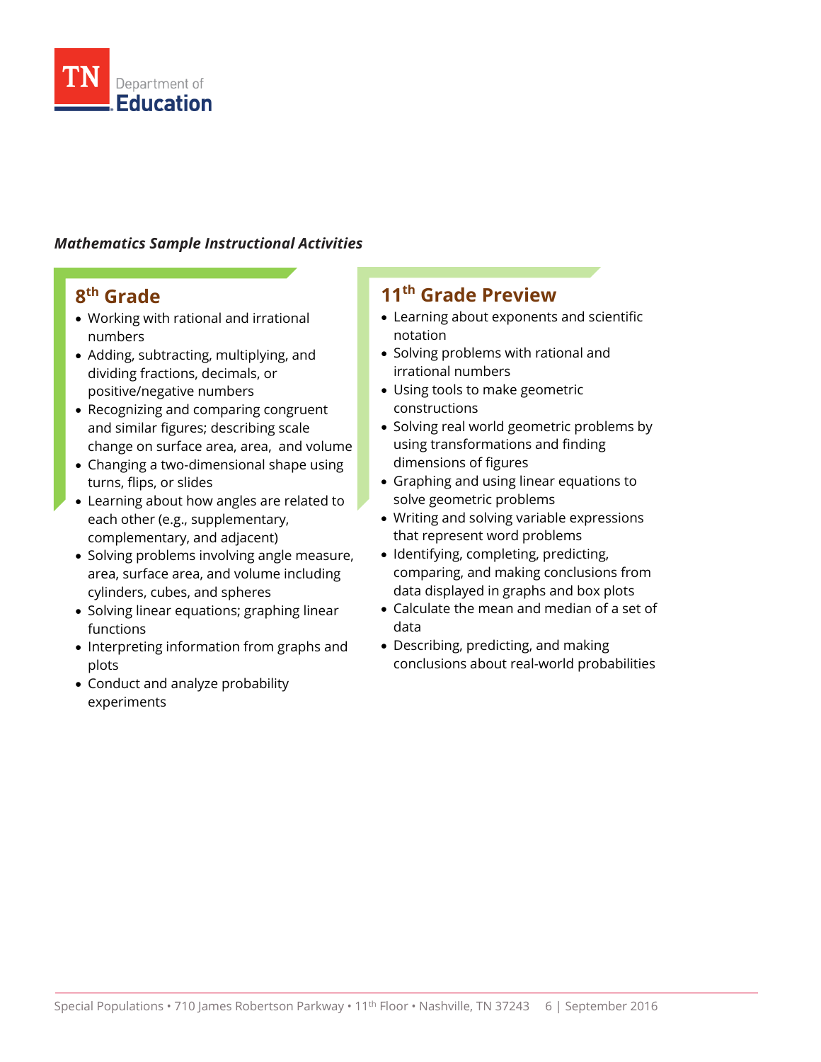***Mathematics Sample Instructional Activities***

## 8th Grade

- Working with rational and irrational numbers
- Adding, subtracting, multiplying, and dividing fractions, decimals, or positive/negative numbers
- Recognizing and comparing congruent and similar figures; describing scale change on surface area, area, and volume
- Changing a two-dimensional shape using turns, flips, or slides
- Learning about how angles are related to each other (e.g., supplementary, complementary, and adjacent)
- Solving problems involving angle measure, area, surface area, and volume including cylinders, cubes, and spheres
- Solving linear equations; graphing linear functions
- Interpreting information from graphs and plots
- Conduct and analyze probability experiments

## 11th Grade Preview

- Learning about exponents and scientific notation
- Solving problems with rational and irrational numbers
- Using tools to make geometric constructions
- Solving real world geometric problems by using transformations and finding dimensions of figures
- Graphing and using linear equations to solve geometric problems
- Writing and solving variable expressions that represent word problems
- Identifying, completing, predicting, comparing, and making conclusions from data displayed in graphs and box plots
- Calculate the mean and median of a set of data
- Describing, predicting, and making conclusions about real-world probabilities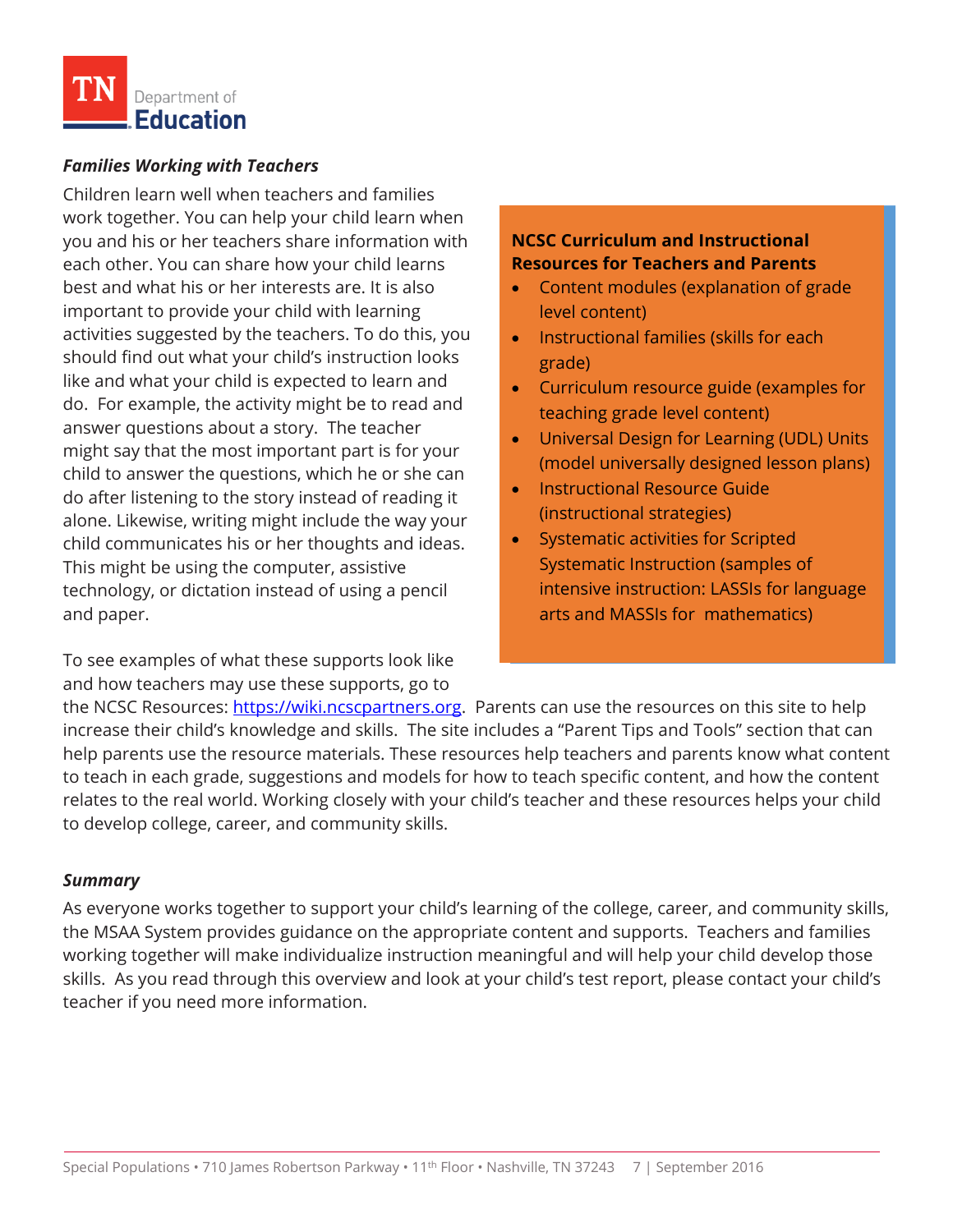### *Families Working with Teachers*

Children learn well when teachers and families work together. You can help your child learn when you and his or her teachers share information with each other. You can share how your child learns best and what his or her interests are. It is also important to provide your child with learning activities suggested by the teachers. To do this, you should find out what your child's instruction looks like and what your child is expected to learn and do. For example, the activity might be to read and answer questions about a story. The teacher might say that the most important part is for your child to answer the questions, which he or she can do after listening to the story instead of reading it alone. Likewise, writing might include the way your child communicates his or her thoughts and ideas. This might be using the computer, assistive technology, or dictation instead of using a pencil and paper.

**NCSC Curriculum and Instructional Resources for Teachers and Parents**

- Content modules (explanation of grade level content)
- Instructional families (skills for each grade)
- Curriculum resource guide (examples for teaching grade level content)
- Universal Design for Learning (UDL) Units (model universally designed lesson plans)
- Instructional Resource Guide (instructional strategies)
- Systematic activities for Scripted Systematic Instruction (samples of intensive instruction: LASSIs for language arts and MASSIs for mathematics)

To see examples of what these supports look like and how teachers may use these supports, go to the NCSC Resources: https://wiki.ncscpartners.org. Parents can use the resources on this site to help increase their child's knowledge and skills. The site includes a "Parent Tips and Tools" section that can help parents use the resource materials. These resources help teachers and parents know what content to teach in each grade, suggestions and models for how to teach specific content, and how the content relates to the real world. Working closely with your child's teacher and these resources helps your child to develop college, career, and community skills.

### *Summary*

As everyone works together to support your child's learning of the college, career, and community skills, the MSAA System provides guidance on the appropriate content and supports. Teachers and families working together will make individualize instruction meaningful and will help your child develop those skills. As you read through this overview and look at your child's test report, please contact your child's teacher if you need more information.